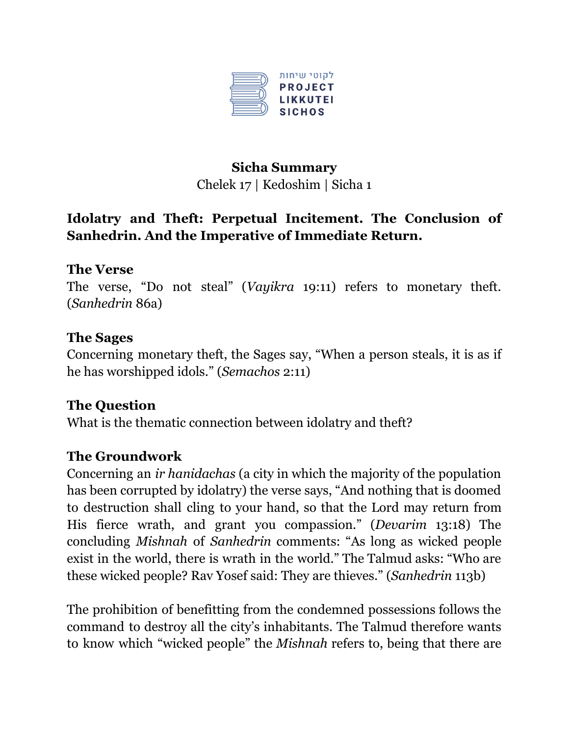לקוטי שיחות
PROJECT
LIKKUTEI
SICHOS

**Sicha Summary**

Chelek 17 | Kedoshim | Sicha 1

## Idolatry and Theft: Perpetual Incitement. The Conclusion of Sanhedrin. And the Imperative of Immediate Return.

### The Verse

The verse, "Do not steal" (*Vayikra* 19:11) refers to monetary theft. (*Sanhedrin* 86a)

### The Sages

Concerning monetary theft, the Sages say, "When a person steals, it is as if he has worshipped idols." (*Semachos* 2:11)

### The Question

What is the thematic connection between idolatry and theft?

### The Groundwork

Concerning an *ir hanidachas* (a city in which the majority of the population has been corrupted by idolatry) the verse says, "And nothing that is doomed to destruction shall cling to your hand, so that the Lord may return from His fierce wrath, and grant you compassion." (*Devarim* 13:18) The concluding *Mishnah* of *Sanhedrin* comments: "As long as wicked people exist in the world, there is wrath in the world." The Talmud asks: "Who are these wicked people? Rav Yosef said: They are thieves." (*Sanhedrin* 113b)

The prohibition of benefitting from the condemned possessions follows the command to destroy all the city's inhabitants. The Talmud therefore wants to know which "wicked people" the *Mishnah* refers to, being that there are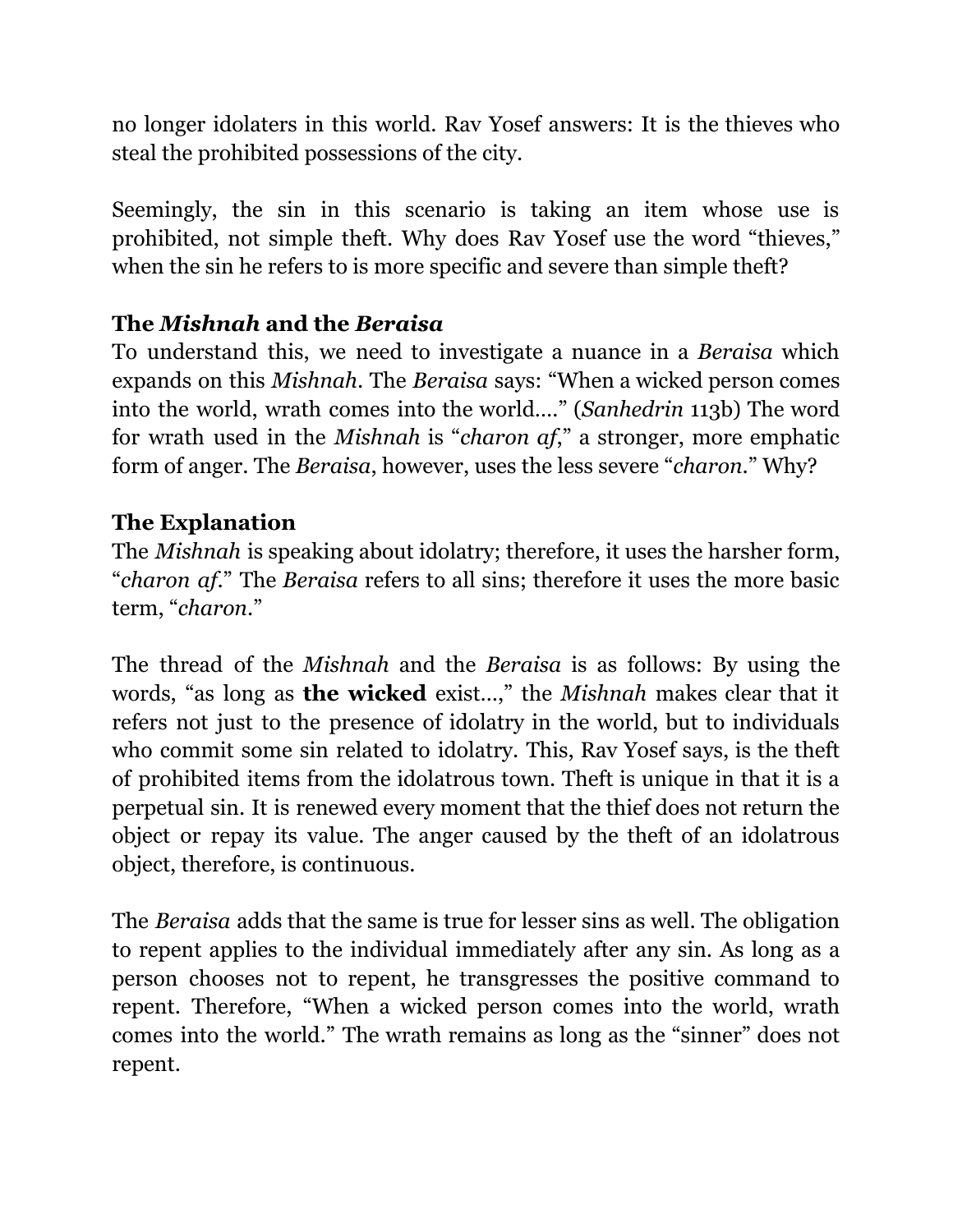no longer idolaters in this world. Rav Yosef answers: It is the thieves who steal the prohibited possessions of the city.

Seemingly, the sin in this scenario is taking an item whose use is prohibited, not simple theft. Why does Rav Yosef use the word "thieves," when the sin he refers to is more specific and severe than simple theft?

### The *Mishnah* and the *Beraisa*

To understand this, we need to investigate a nuance in a *Beraisa* which expands on this *Mishnah*. The *Beraisa* says: "When a wicked person comes into the world, wrath comes into the world…." (*Sanhedrin* 113b) The word for wrath used in the *Mishnah* is "*charon af*," a stronger, more emphatic form of anger. The *Beraisa*, however, uses the less severe "*charon*." Why?

### The Explanation

The *Mishnah* is speaking about idolatry; therefore, it uses the harsher form, "*charon af*." The *Beraisa* refers to all sins; therefore it uses the more basic term, "*charon*."

The thread of the *Mishnah* and the *Beraisa* is as follows: By using the words, "as long as **the wicked** exist…," the *Mishnah* makes clear that it refers not just to the presence of idolatry in the world, but to individuals who commit some sin related to idolatry. This, Rav Yosef says, is the theft of prohibited items from the idolatrous town. Theft is unique in that it is a perpetual sin. It is renewed every moment that the thief does not return the object or repay its value. The anger caused by the theft of an idolatrous object, therefore, is continuous.

The *Beraisa* adds that the same is true for lesser sins as well. The obligation to repent applies to the individual immediately after any sin. As long as a person chooses not to repent, he transgresses the positive command to repent. Therefore, "When a wicked person comes into the world, wrath comes into the world." The wrath remains as long as the "sinner" does not repent.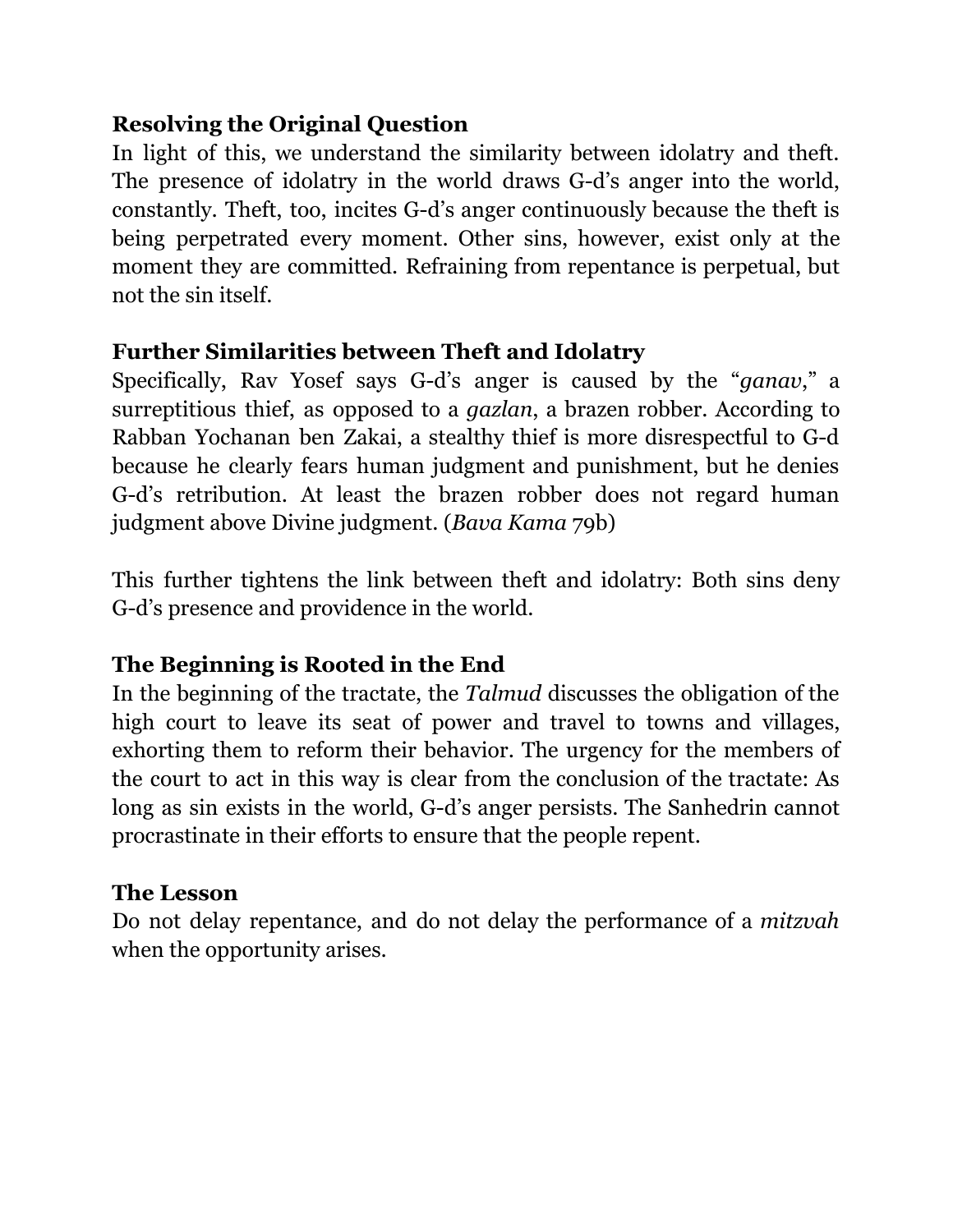**Resolving the Original Question**

In light of this, we understand the similarity between idolatry and theft. The presence of idolatry in the world draws G-d's anger into the world, constantly. Theft, too, incites G-d's anger continuously because the theft is being perpetrated every moment. Other sins, however, exist only at the moment they are committed. Refraining from repentance is perpetual, but not the sin itself.

**Further Similarities between Theft and Idolatry**

Specifically, Rav Yosef says G-d's anger is caused by the "*ganav*," a surreptitious thief, as opposed to a *gazlan*, a brazen robber. According to Rabban Yochanan ben Zakai, a stealthy thief is more disrespectful to G-d because he clearly fears human judgment and punishment, but he denies G-d's retribution. At least the brazen robber does not regard human judgment above Divine judgment. (*Bava Kama* 79b)

This further tightens the link between theft and idolatry: Both sins deny G-d's presence and providence in the world.

**The Beginning is Rooted in the End**

In the beginning of the tractate, the *Talmud* discusses the obligation of the high court to leave its seat of power and travel to towns and villages, exhorting them to reform their behavior. The urgency for the members of the court to act in this way is clear from the conclusion of the tractate: As long as sin exists in the world, G-d's anger persists. The Sanhedrin cannot procrastinate in their efforts to ensure that the people repent.

**The Lesson**

Do not delay repentance, and do not delay the performance of a *mitzvah* when the opportunity arises.